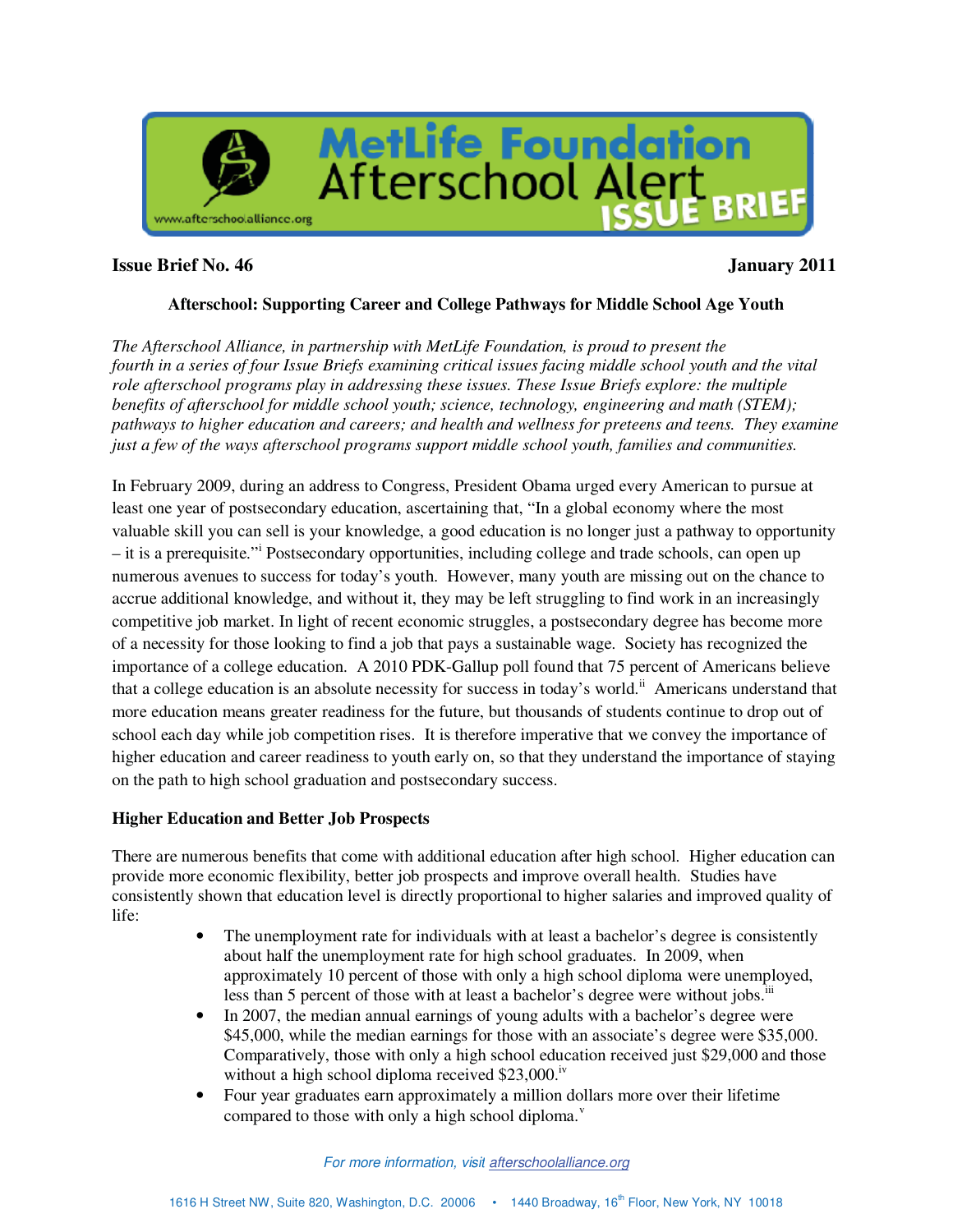MetLife Foundation Afterschool Alert ISSUE BRIEF

www.afterschoolalliance.org

**Issue Brief No. 46** **January 2011**

## Afterschool: Supporting Career and College Pathways for Middle School Age Youth

*The Afterschool Alliance, in partnership with MetLife Foundation, is proud to present the fourth in a series of four Issue Briefs examining critical issues facing middle school youth and the vital role afterschool programs play in addressing these issues. These Issue Briefs explore: the multiple benefits of afterschool for middle school youth; science, technology, engineering and math (STEM); pathways to higher education and careers; and health and wellness for preteens and teens. They examine just a few of the ways afterschool programs support middle school youth, families and communities.*

In February 2009, during an address to Congress, President Obama urged every American to pursue at least one year of postsecondary education, ascertaining that, "In a global economy where the most valuable skill you can sell is your knowledge, a good education is no longer just a pathway to opportunity – it is a prerequisite."[i] Postsecondary opportunities, including college and trade schools, can open up numerous avenues to success for today's youth. However, many youth are missing out on the chance to accrue additional knowledge, and without it, they may be left struggling to find work in an increasingly competitive job market. In light of recent economic struggles, a postsecondary degree has become more of a necessity for those looking to find a job that pays a sustainable wage. Society has recognized the importance of a college education. A 2010 PDK-Gallup poll found that 75 percent of Americans believe that a college education is an absolute necessity for success in today's world.[ii] Americans understand that more education means greater readiness for the future, but thousands of students continue to drop out of school each day while job competition rises. It is therefore imperative that we convey the importance of higher education and career readiness to youth early on, so that they understand the importance of staying on the path to high school graduation and postsecondary success.

### Higher Education and Better Job Prospects

There are numerous benefits that come with additional education after high school. Higher education can provide more economic flexibility, better job prospects and improve overall health. Studies have consistently shown that education level is directly proportional to higher salaries and improved quality of life:

- The unemployment rate for individuals with at least a bachelor's degree is consistently about half the unemployment rate for high school graduates. In 2009, when approximately 10 percent of those with only a high school diploma were unemployed, less than 5 percent of those with at least a bachelor's degree were without jobs.[iii]
- In 2007, the median annual earnings of young adults with a bachelor's degree were $45,000, while the median earnings for those with an associate's degree were $35,000. Comparatively, those with only a high school education received just $29,000 and those without a high school diploma received $23,000.[iv]
- Four year graduates earn approximately a million dollars more over their lifetime compared to those with only a high school diploma.[v]

*For more information, visit afterschoolalliance.org*

1616 H Street NW, Suite 820, Washington, D.C. 20006 • 1440 Broadway, 16th Floor, New York, NY 10018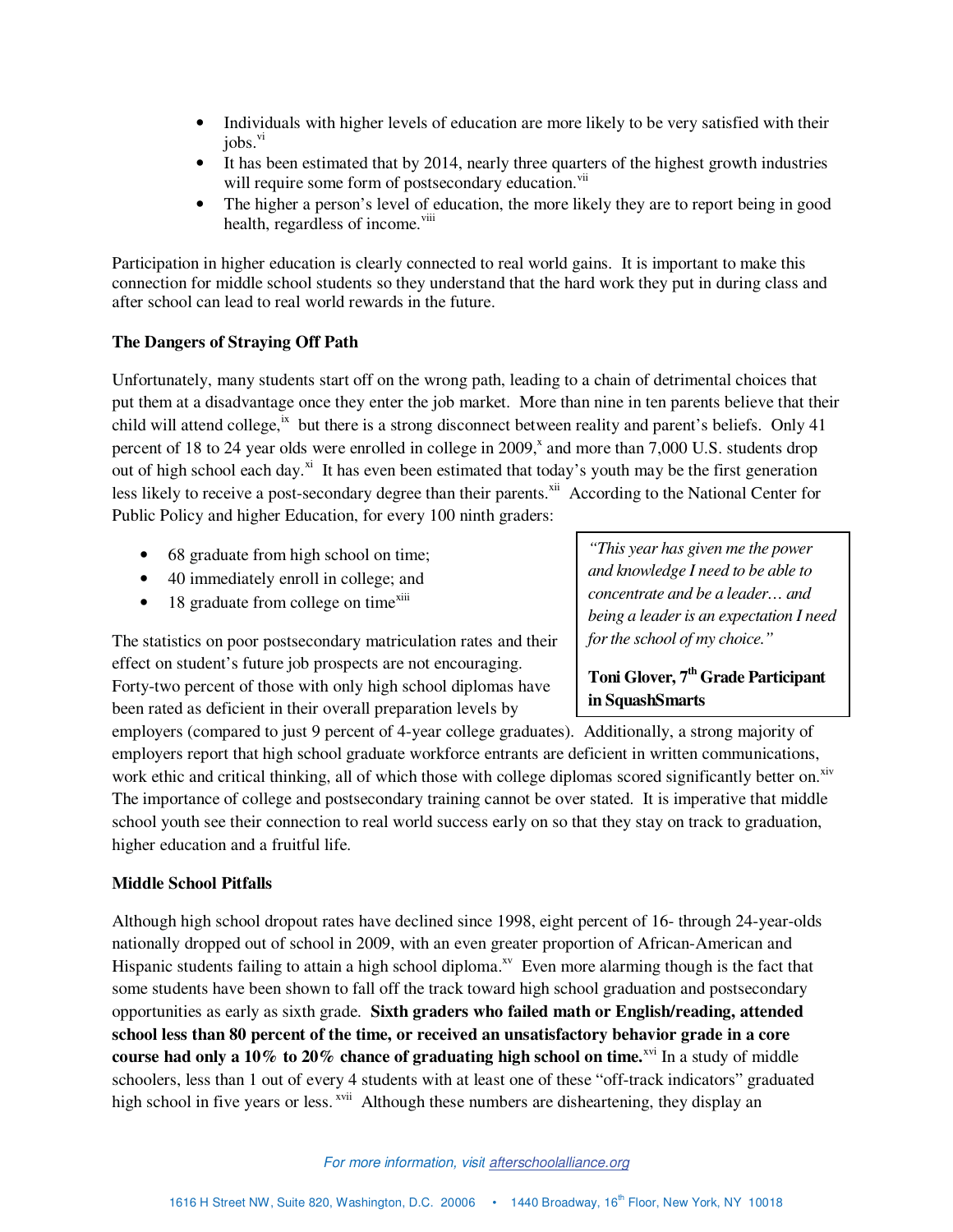- Individuals with higher levels of education are more likely to be very satisfied with their jobs.[vi]
- It has been estimated that by 2014, nearly three quarters of the highest growth industries will require some form of postsecondary education.[vii]
- The higher a person's level of education, the more likely they are to report being in good health, regardless of income.[viii]

Participation in higher education is clearly connected to real world gains. It is important to make this connection for middle school students so they understand that the hard work they put in during class and after school can lead to real world rewards in the future.

**The Dangers of Straying Off Path**

Unfortunately, many students start off on the wrong path, leading to a chain of detrimental choices that put them at a disadvantage once they enter the job market. More than nine in ten parents believe that their child will attend college,[ix] but there is a strong disconnect between reality and parent's beliefs. Only 41 percent of 18 to 24 year olds were enrolled in college in 2009,[x] and more than 7,000 U.S. students drop out of high school each day.[xi] It has even been estimated that today's youth may be the first generation less likely to receive a post-secondary degree than their parents.[xii] According to the National Center for Public Policy and higher Education, for every 100 ninth graders:

- 68 graduate from high school on time;
- 40 immediately enroll in college; and
- 18 graduate from college on time[xiii]

> *"This year has given me the power and knowledge I need to be able to concentrate and be a leader… and being a leader is an expectation I need for the school of my choice."*
>
> **Toni Glover, 7th Grade Participant in SquashSmarts**

The statistics on poor postsecondary matriculation rates and their effect on student's future job prospects are not encouraging. Forty-two percent of those with only high school diplomas have been rated as deficient in their overall preparation levels by employers (compared to just 9 percent of 4-year college graduates). Additionally, a strong majority of employers report that high school graduate workforce entrants are deficient in written communications, work ethic and critical thinking, all of which those with college diplomas scored significantly better on.[xiv] The importance of college and postsecondary training cannot be over stated. It is imperative that middle school youth see their connection to real world success early on so that they stay on track to graduation, higher education and a fruitful life.

**Middle School Pitfalls**

Although high school dropout rates have declined since 1998, eight percent of 16- through 24-year-olds nationally dropped out of school in 2009, with an even greater proportion of African-American and Hispanic students failing to attain a high school diploma.[xv] Even more alarming though is the fact that some students have been shown to fall off the track toward high school graduation and postsecondary opportunities as early as sixth grade. **Sixth graders who failed math or English/reading, attended school less than 80 percent of the time, or received an unsatisfactory behavior grade in a core course had only a 10% to 20% chance of graduating high school on time.**[xvi] In a study of middle schoolers, less than 1 out of every 4 students with at least one of these "off-track indicators" graduated high school in five years or less.[xvii] Although these numbers are disheartening, they display an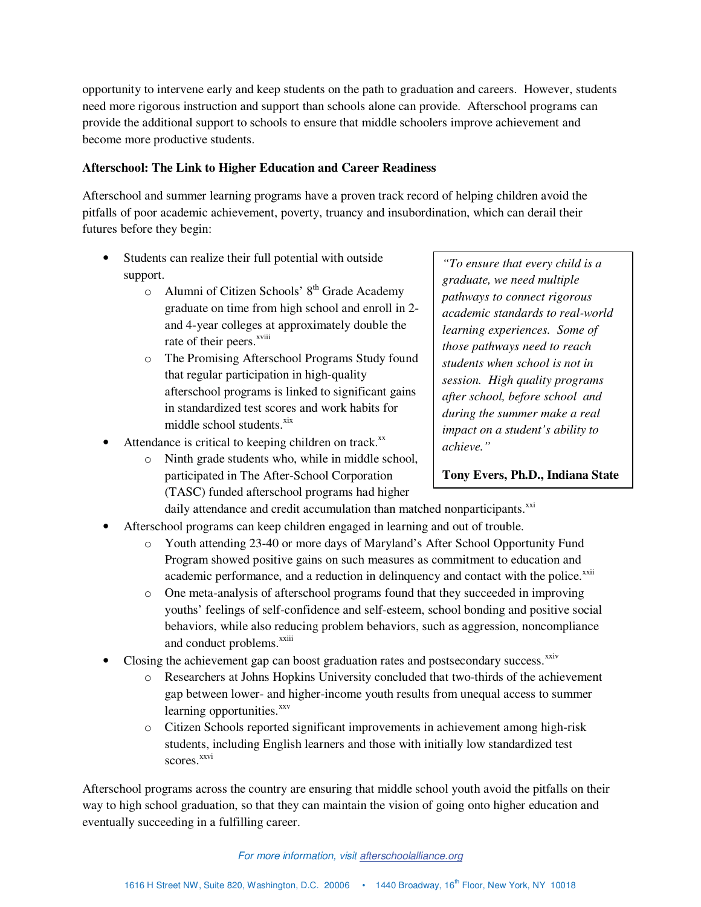opportunity to intervene early and keep students on the path to graduation and careers. However, students need more rigorous instruction and support than schools alone can provide. Afterschool programs can provide the additional support to schools to ensure that middle schoolers improve achievement and become more productive students.

**Afterschool: The Link to Higher Education and Career Readiness**

Afterschool and summer learning programs have a proven track record of helping children avoid the pitfalls of poor academic achievement, poverty, truancy and insubordination, which can derail their futures before they begin:

- Students can realize their full potential with outside support.
  - Alumni of Citizen Schools' 8th Grade Academy graduate on time from high school and enroll in 2- and 4-year colleges at approximately double the rate of their peers.[xviii]
  - The Promising Afterschool Programs Study found that regular participation in high-quality afterschool programs is linked to significant gains in standardized test scores and work habits for middle school students.[xix]
- Attendance is critical to keeping children on track.[xx]
  - Ninth grade students who, while in middle school, participated in The After-School Corporation (TASC) funded afterschool programs had higher daily attendance and credit accumulation than matched nonparticipants.[xxi]
- Afterschool programs can keep children engaged in learning and out of trouble.
  - Youth attending 23-40 or more days of Maryland's After School Opportunity Fund Program showed positive gains on such measures as commitment to education and academic performance, and a reduction in delinquency and contact with the police.[xxii]
  - One meta-analysis of afterschool programs found that they succeeded in improving youths' feelings of self-confidence and self-esteem, school bonding and positive social behaviors, while also reducing problem behaviors, such as aggression, noncompliance and conduct problems.[xxiii]
- Closing the achievement gap can boost graduation rates and postsecondary success.[xxiv]
  - Researchers at Johns Hopkins University concluded that two-thirds of the achievement gap between lower- and higher-income youth results from unequal access to summer learning opportunities.[xxv]
  - Citizen Schools reported significant improvements in achievement among high-risk students, including English learners and those with initially low standardized test scores.[xxvi]

> *"To ensure that every child is a graduate, we need multiple pathways to connect rigorous academic standards to real-world learning experiences. Some of those pathways need to reach students when school is not in session. High quality programs after school, before school and during the summer make a real impact on a student's ability to achieve."*
>
> **Tony Evers, Ph.D., Indiana State**

Afterschool programs across the country are ensuring that middle school youth avoid the pitfalls on their way to high school graduation, so that they can maintain the vision of going onto higher education and eventually succeeding in a fulfilling career.

*For more information, visit afterschoolalliance.org*

1616 H Street NW, Suite 820, Washington, D.C. 20006 • 1440 Broadway, 16th Floor, New York, NY 10018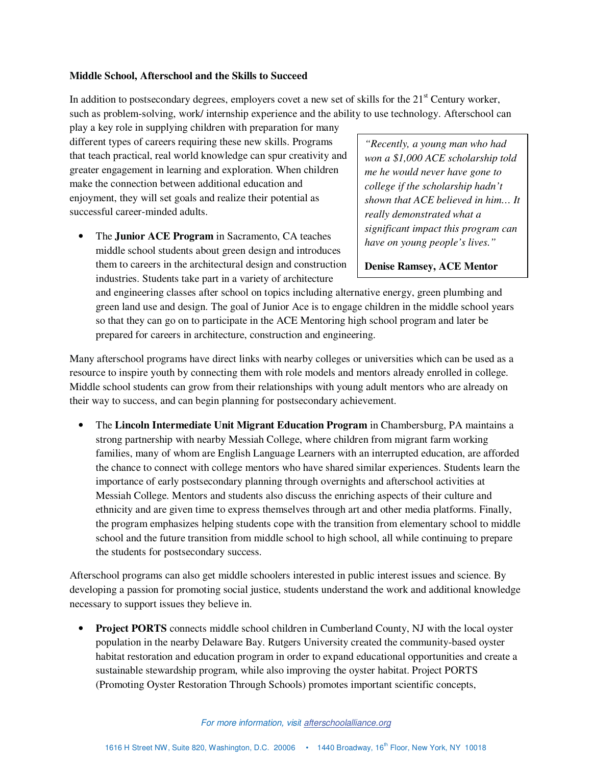**Middle School, Afterschool and the Skills to Succeed**

In addition to postsecondary degrees, employers covet a new set of skills for the 21st Century worker, such as problem-solving, work/ internship experience and the ability to use technology. Afterschool can play a key role in supplying children with preparation for many different types of careers requiring these new skills. Programs that teach practical, real world knowledge can spur creativity and greater engagement in learning and exploration. When children make the connection between additional education and enjoyment, they will set goals and realize their potential as successful career-minded adults.

> *"Recently, a young man who had won a $1,000 ACE scholarship told me he would never have gone to college if the scholarship hadn't shown that ACE believed in him… It really demonstrated what a significant impact this program can have on young people's lives."*
>
> **Denise Ramsey, ACE Mentor**

- The **Junior ACE Program** in Sacramento, CA teaches middle school students about green design and introduces them to careers in the architectural design and construction industries. Students take part in a variety of architecture and engineering classes after school on topics including alternative energy, green plumbing and green land use and design. The goal of Junior Ace is to engage children in the middle school years so that they can go on to participate in the ACE Mentoring high school program and later be prepared for careers in architecture, construction and engineering.

Many afterschool programs have direct links with nearby colleges or universities which can be used as a resource to inspire youth by connecting them with role models and mentors already enrolled in college. Middle school students can grow from their relationships with young adult mentors who are already on their way to success, and can begin planning for postsecondary achievement.

- The **Lincoln Intermediate Unit Migrant Education Program** in Chambersburg, PA maintains a strong partnership with nearby Messiah College, where children from migrant farm working families, many of whom are English Language Learners with an interrupted education, are afforded the chance to connect with college mentors who have shared similar experiences. Students learn the importance of early postsecondary planning through overnights and afterschool activities at Messiah College. Mentors and students also discuss the enriching aspects of their culture and ethnicity and are given time to express themselves through art and other media platforms. Finally, the program emphasizes helping students cope with the transition from elementary school to middle school and the future transition from middle school to high school, all while continuing to prepare the students for postsecondary success.

Afterschool programs can also get middle schoolers interested in public interest issues and science. By developing a passion for promoting social justice, students understand the work and additional knowledge necessary to support issues they believe in.

- **Project PORTS** connects middle school children in Cumberland County, NJ with the local oyster population in the nearby Delaware Bay. Rutgers University created the community-based oyster habitat restoration and education program in order to expand educational opportunities and create a sustainable stewardship program, while also improving the oyster habitat. Project PORTS (Promoting Oyster Restoration Through Schools) promotes important scientific concepts,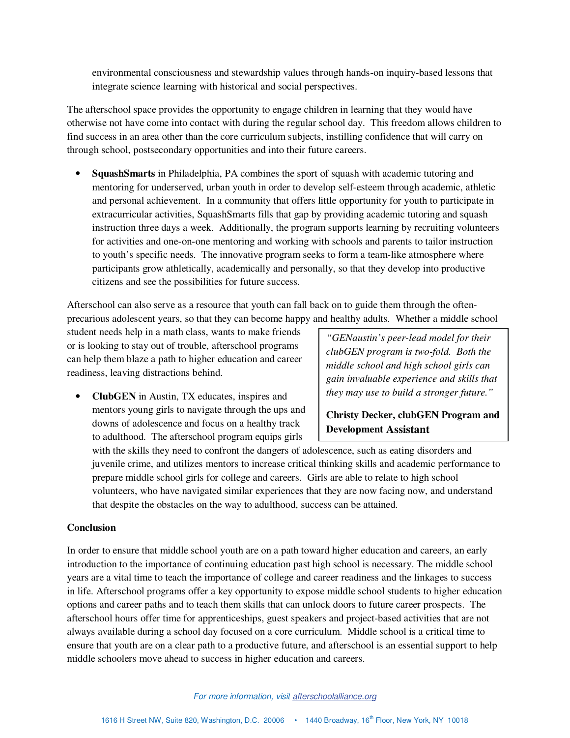environmental consciousness and stewardship values through hands-on inquiry-based lessons that integrate science learning with historical and social perspectives.

The afterschool space provides the opportunity to engage children in learning that they would have otherwise not have come into contact with during the regular school day. This freedom allows children to find success in an area other than the core curriculum subjects, instilling confidence that will carry on through school, postsecondary opportunities and into their future careers.

- **SquashSmarts** in Philadelphia, PA combines the sport of squash with academic tutoring and mentoring for underserved, urban youth in order to develop self-esteem through academic, athletic and personal achievement. In a community that offers little opportunity for youth to participate in extracurricular activities, SquashSmarts fills that gap by providing academic tutoring and squash instruction three days a week. Additionally, the program supports learning by recruiting volunteers for activities and one-on-one mentoring and working with schools and parents to tailor instruction to youth's specific needs. The innovative program seeks to form a team-like atmosphere where participants grow athletically, academically and personally, so that they develop into productive citizens and see the possibilities for future success.

Afterschool can also serve as a resource that youth can fall back on to guide them through the often-precarious adolescent years, so that they can become happy and healthy adults. Whether a middle school student needs help in a math class, wants to make friends or is looking to stay out of trouble, afterschool programs can help them blaze a path to higher education and career readiness, leaving distractions behind.

- **ClubGEN** in Austin, TX educates, inspires and mentors young girls to navigate through the ups and downs of adolescence and focus on a healthy track to adulthood. The afterschool program equips girls with the skills they need to confront the dangers of adolescence, such as eating disorders and juvenile crime, and utilizes mentors to increase critical thinking skills and academic performance to prepare middle school girls for college and careers. Girls are able to relate to high school volunteers, who have navigated similar experiences that they are now facing now, and understand that despite the obstacles on the way to adulthood, success can be attained.

> *"GENaustin's peer-lead model for their clubGEN program is two-fold. Both the middle school and high school girls can gain invaluable experience and skills that they may use to build a stronger future."*
>
> **Christy Decker, clubGEN Program and Development Assistant**

**Conclusion**

In order to ensure that middle school youth are on a path toward higher education and careers, an early introduction to the importance of continuing education past high school is necessary. The middle school years are a vital time to teach the importance of college and career readiness and the linkages to success in life. Afterschool programs offer a key opportunity to expose middle school students to higher education options and career paths and to teach them skills that can unlock doors to future career prospects. The afterschool hours offer time for apprenticeships, guest speakers and project-based activities that are not always available during a school day focused on a core curriculum. Middle school is a critical time to ensure that youth are on a clear path to a productive future, and afterschool is an essential support to help middle schoolers move ahead to success in higher education and careers.

*For more information, visit afterschoolalliance.org*

1616 H Street NW, Suite 820, Washington, D.C. 20006 • 1440 Broadway, 16th Floor, New York, NY 10018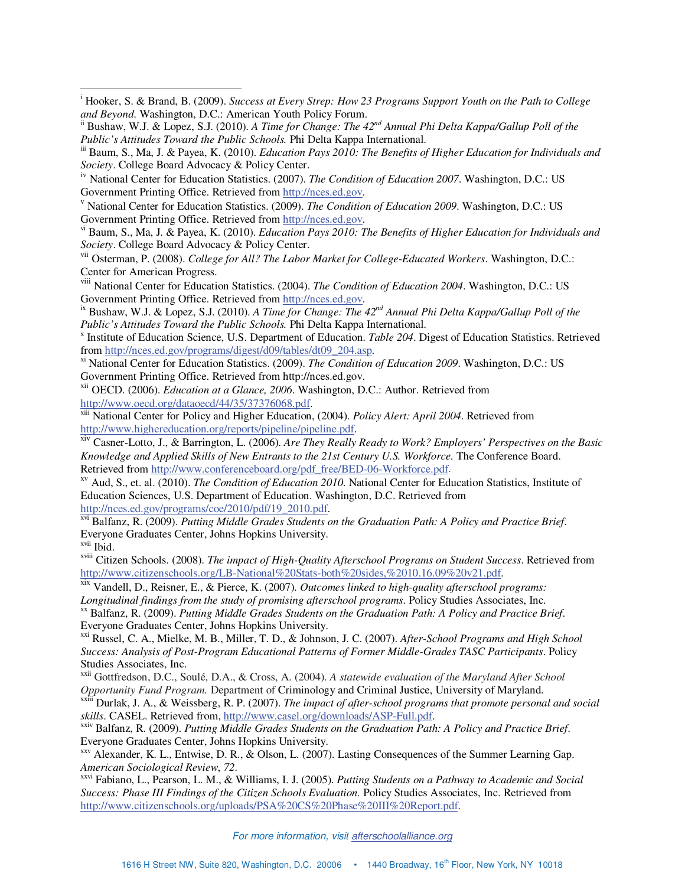[i] Hooker, S. & Brand, B. (2009). *Success at Every Strep: How 23 Programs Support Youth on the Path to College and Beyond*. Washington, D.C.: American Youth Policy Forum.

[ii] Bushaw, W.J. & Lopez, S.J. (2010). *A Time for Change: The 42nd Annual Phi Delta Kappa/Gallup Poll of the Public's Attitudes Toward the Public Schools.* Phi Delta Kappa International.

[iii] Baum, S., Ma, J. & Payea, K. (2010). *Education Pays 2010: The Benefits of Higher Education for Individuals and Society*. College Board Advocacy & Policy Center.

[iv] National Center for Education Statistics. (2007). *The Condition of Education 2007*. Washington, D.C.: US Government Printing Office. Retrieved from http://nces.ed.gov.

[v] National Center for Education Statistics. (2009). *The Condition of Education 2009*. Washington, D.C.: US Government Printing Office. Retrieved from http://nces.ed.gov.

[vi] Baum, S., Ma, J. & Payea, K. (2010). *Education Pays 2010: The Benefits of Higher Education for Individuals and Society*. College Board Advocacy & Policy Center.

[vii] Osterman, P. (2008). *College for All? The Labor Market for College-Educated Workers*. Washington, D.C.: Center for American Progress.

[viii] National Center for Education Statistics. (2004). *The Condition of Education 2004*. Washington, D.C.: US Government Printing Office. Retrieved from http://nces.ed.gov.

[ix] Bushaw, W.J. & Lopez, S.J. (2010). *A Time for Change: The 42nd Annual Phi Delta Kappa/Gallup Poll of the Public's Attitudes Toward the Public Schools.* Phi Delta Kappa International.

[x] Institute of Education Science, U.S. Department of Education. *Table 204*. Digest of Education Statistics. Retrieved from http://nces.ed.gov/programs/digest/d09/tables/dt09_204.asp.

[xi] National Center for Education Statistics. (2009). *The Condition of Education 2009*. Washington, D.C.: US Government Printing Office. Retrieved from http://nces.ed.gov.

[xii] OECD. (2006). *Education at a Glance, 2006*. Washington, D.C.: Author. Retrieved from http://www.oecd.org/dataoecd/44/35/37376068.pdf.

[xiii] National Center for Policy and Higher Education, (2004). *Policy Alert: April 2004*. Retrieved from http://www.highereducation.org/reports/pipeline/pipeline.pdf.

[xiv] Casner-Lotto, J., & Barrington, L. (2006). *Are They Really Ready to Work? Employers' Perspectives on the Basic Knowledge and Applied Skills of New Entrants to the 21st Century U.S. Workforce.* The Conference Board. Retrieved from http://www.conferenceboard.org/pdf_free/BED-06-Workforce.pdf.

[xv] Aud, S., et. al. (2010). *The Condition of Education 2010.* National Center for Education Statistics, Institute of Education Sciences, U.S. Department of Education. Washington, D.C. Retrieved from http://nces.ed.gov/programs/coe/2010/pdf/19_2010.pdf.

[xvi] Balfanz, R. (2009). *Putting Middle Grades Students on the Graduation Path: A Policy and Practice Brief*. Everyone Graduates Center, Johns Hopkins University.

[xvii] Ibid.

[xviii] Citizen Schools. (2008). *The impact of High-Quality Afterschool Programs on Student Success*. Retrieved from http://www.citizenschools.org/LB-National%20Stats-both%20sides,%2010.16.09%20v21.pdf.

[xix] Vandell, D., Reisner, E., & Pierce, K. (2007). *Outcomes linked to high-quality afterschool programs: Longitudinal findings from the study of promising afterschool programs.* Policy Studies Associates, Inc.

[xx] Balfanz, R. (2009). *Putting Middle Grades Students on the Graduation Path: A Policy and Practice Brief*. Everyone Graduates Center, Johns Hopkins University.

[xxi] Russel, C. A., Mielke, M. B., Miller, T. D., & Johnson, J. C. (2007). *After-School Programs and High School Success: Analysis of Post-Program Educational Patterns of Former Middle-Grades TASC Participants*. Policy Studies Associates, Inc.

[xxii] Gottfredson, D.C., Soulé, D.A., & Cross, A. (2004). *A statewide evaluation of the Maryland After School Opportunity Fund Program.* Department of Criminology and Criminal Justice, University of Maryland.

[xxiii] Durlak, J. A., & Weissberg, R. P. (2007). *The impact of after-school programs that promote personal and social skills*. CASEL. Retrieved from, http://www.casel.org/downloads/ASP-Full.pdf.

[xxiv] Balfanz, R. (2009). *Putting Middle Grades Students on the Graduation Path: A Policy and Practice Brief*. Everyone Graduates Center, Johns Hopkins University.

[xxv] Alexander, K. L., Entwise, D. R., & Olson, L. (2007). Lasting Consequences of the Summer Learning Gap. *American Sociological Review*, *72*.

[xxvi] Fabiano, L., Pearson, L. M., & Williams, I. J. (2005). *Putting Students on a Pathway to Academic and Social Success: Phase III Findings of the Citizen Schools Evaluation.* Policy Studies Associates, Inc. Retrieved from http://www.citizenschools.org/uploads/PSA%20CS%20Phase%20III%20Report.pdf.

*For more information, visit afterschoolalliance.org*

1616 H Street NW, Suite 820, Washington, D.C. 20006 • 1440 Broadway, 16th Floor, New York, NY 10018